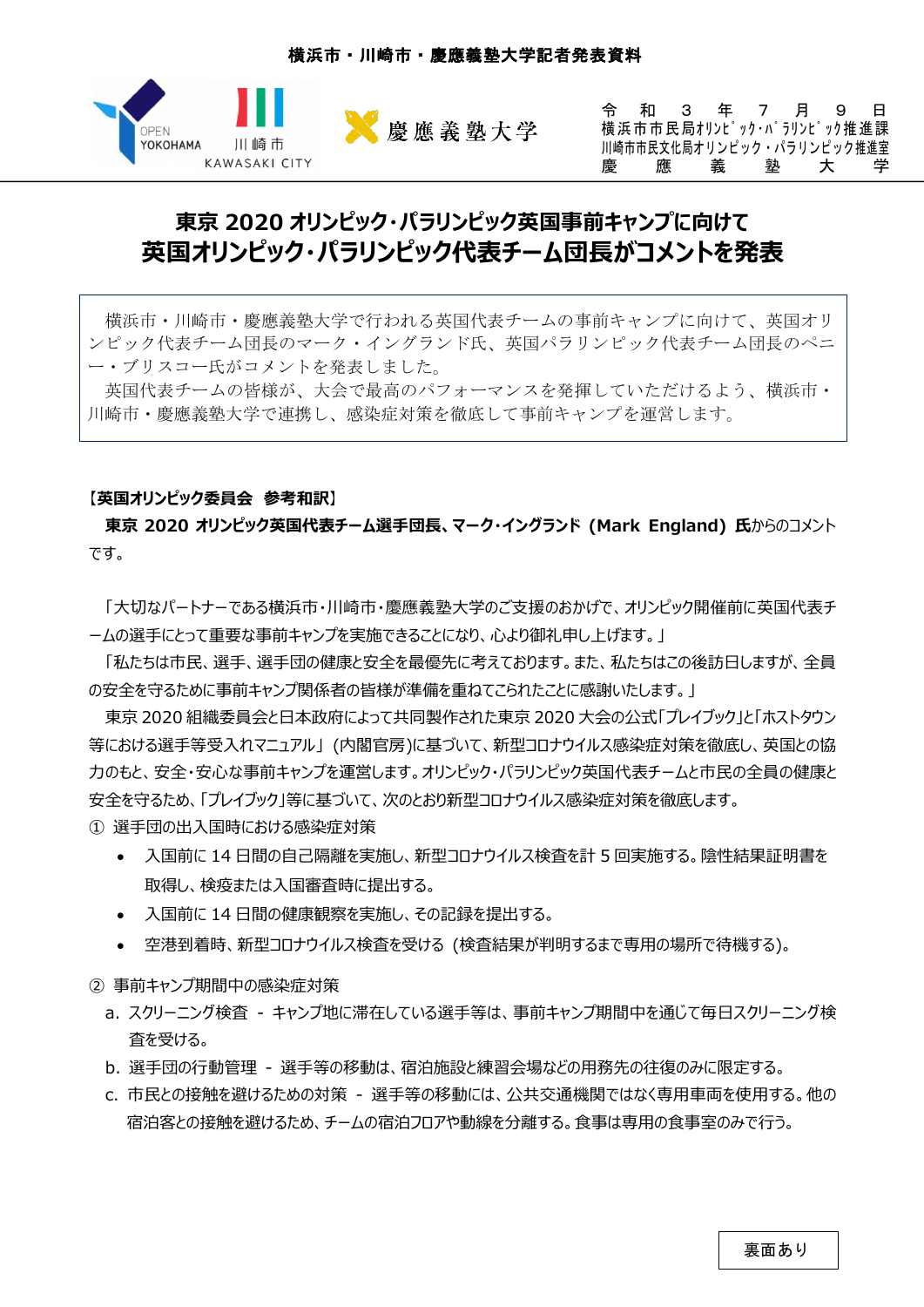横浜市・川崎市・慶應義塾大学記者発表資料

OPEN YOKOHAMA　川崎市 KAWASAKI CITY　慶應義塾大学

令和3年7月9日
横浜市市民局ｵﾘﾝﾋﾟｯｸ･ﾊﾟﾗﾘﾝﾋﾟｯｸ推進課
川崎市市民文化局オリンピック・パラリンピック推進室
慶應義塾大学

# 東京 2020 オリンピック・パラリンピック英国事前キャンプに向けて 英国オリンピック・パラリンピック代表チーム団長がコメントを発表

横浜市・川崎市・慶應義塾大学で行われる英国代表チームの事前キャンプに向けて、英国オリンピック代表チーム団長のマーク・イングランド氏、英国パラリンピック代表チーム団長のペニー・ブリスコー氏がコメントを発表しました。
英国代表チームの皆様が、大会で最高のパフォーマンスを発揮していただけるよう、横浜市・川崎市・慶應義塾大学で連携し、感染症対策を徹底して事前キャンプを運営します。

**【英国オリンピック委員会　参考和訳】**

**東京 2020 オリンピック英国代表チーム選手団長、マーク・イングランド (Mark England) 氏**からのコメントです。

「大切なパートナーである横浜市・川崎市・慶應義塾大学のご支援のおかげで、オリンピック開催前に英国代表チームの選手にとって重要な事前キャンプを実施できることになり、心より御礼申し上げます。」

「私たちは市民、選手、選手団の健康と安全を最優先に考えております。また、私たちはこの後訪日しますが、全員の安全を守るために事前キャンプ関係者の皆様が準備を重ねてこられたことに感謝いたします。」

東京 2020 組織委員会と日本政府によって共同製作された東京 2020 大会の公式「プレイブック」と「ホストタウン等における選手等受入れマニュアル」(内閣官房)に基づいて、新型コロナウイルス感染症対策を徹底し、英国との協力のもと、安全・安心な事前キャンプを運営します。オリンピック・パラリンピック英国代表チームと市民の全員の健康と安全を守るため、「プレイブック」等に基づいて、次のとおり新型コロナウイルス感染症対策を徹底します。

① 選手団の出入国時における感染症対策

- 入国前に 14 日間の自己隔離を実施し、新型コロナウイルス検査を計 5 回実施する。陰性結果証明書を取得し、検疫または入国審査時に提出する。
- 入国前に 14 日間の健康観察を実施し、その記録を提出する。
- 空港到着時、新型コロナウイルス検査を受ける (検査結果が判明するまで専用の場所で待機する)。

② 事前キャンプ期間中の感染症対策

a. スクリーニング検査 - キャンプ地に滞在している選手等は、事前キャンプ期間中を通じて毎日スクリーニング検査を受ける。
b. 選手団の行動管理 - 選手等の移動は、宿泊施設と練習会場などの用務先の往復のみに限定する。
c. 市民との接触を避けるための対策 - 選手等の移動には、公共交通機関ではなく専用車両を使用する。他の宿泊客との接触を避けるため、チームの宿泊フロアや動線を分離する。食事は専用の食事室のみで行う。

裏面あり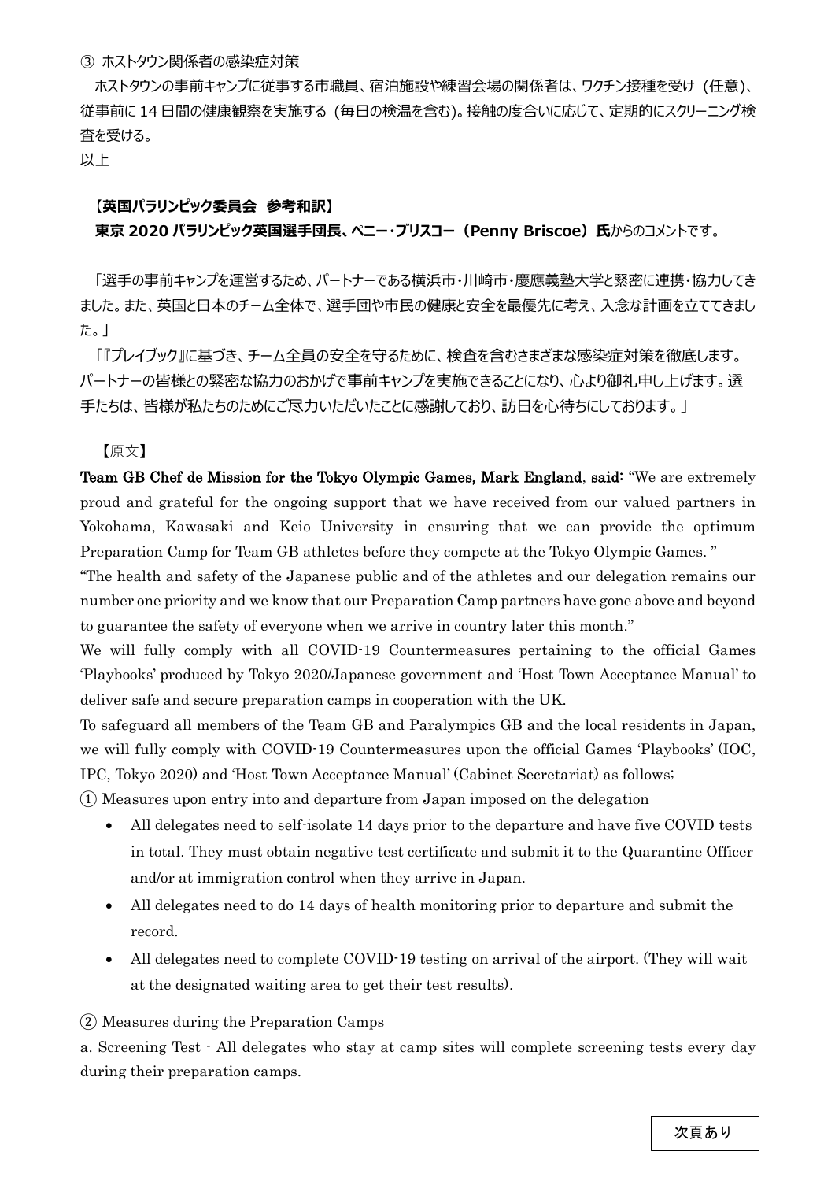③ ホストタウン関係者の感染症対策

ホストタウンの事前キャンプに従事する市職員、宿泊施設や練習会場の関係者は、ワクチン接種を受け（任意）、従事前に 14 日間の健康観察を実施する（毎日の検温を含む）。接触の度合いに応じて、定期的にスクリーニング検査を受ける。

以上

**【英国パラリンピック委員会　参考和訳】**

**東京 2020 パラリンピック英国選手団長、ペニー・ブリスコー（Penny Briscoe）氏**からのコメントです。

「選手の事前キャンプを運営するため、パートナーである横浜市・川崎市・慶應義塾大学と緊密に連携・協力してきました。また、英国と日本のチーム全体で、選手団や市民の健康と安全を最優先に考え、入念な計画を立ててきました。」

「『プレイブック』に基づき、チーム全員の安全を守るために、検査を含むさまざまな感染症対策を徹底します。パートナーの皆様との緊密な協力のおかげで事前キャンプを実施できることになり、心より御礼申し上げます。選手たちは、皆様が私たちのためにご尽力いただいたことに感謝しており、訪日を心待ちにしております。」

【原文】

**Team GB Chef de Mission for the Tokyo Olympic Games, Mark England, said:** "We are extremely proud and grateful for the ongoing support that we have received from our valued partners in Yokohama, Kawasaki and Keio University in ensuring that we can provide the optimum Preparation Camp for Team GB athletes before they compete at the Tokyo Olympic Games. "

"The health and safety of the Japanese public and of the athletes and our delegation remains our number one priority and we know that our Preparation Camp partners have gone above and beyond to guarantee the safety of everyone when we arrive in country later this month."

We will fully comply with all COVID-19 Countermeasures pertaining to the official Games 'Playbooks' produced by Tokyo 2020/Japanese government and 'Host Town Acceptance Manual' to deliver safe and secure preparation camps in cooperation with the UK.

To safeguard all members of the Team GB and Paralympics GB and the local residents in Japan, we will fully comply with COVID-19 Countermeasures upon the official Games 'Playbooks' (IOC, IPC, Tokyo 2020) and 'Host Town Acceptance Manual' (Cabinet Secretariat) as follows;

① Measures upon entry into and departure from Japan imposed on the delegation

- All delegates need to self-isolate 14 days prior to the departure and have five COVID tests in total. They must obtain negative test certificate and submit it to the Quarantine Officer and/or at immigration control when they arrive in Japan.
- All delegates need to do 14 days of health monitoring prior to departure and submit the record.
- All delegates need to complete COVID-19 testing on arrival of the airport. (They will wait at the designated waiting area to get their test results).

② Measures during the Preparation Camps

a. Screening Test - All delegates who stay at camp sites will complete screening tests every day during their preparation camps.

次頁あり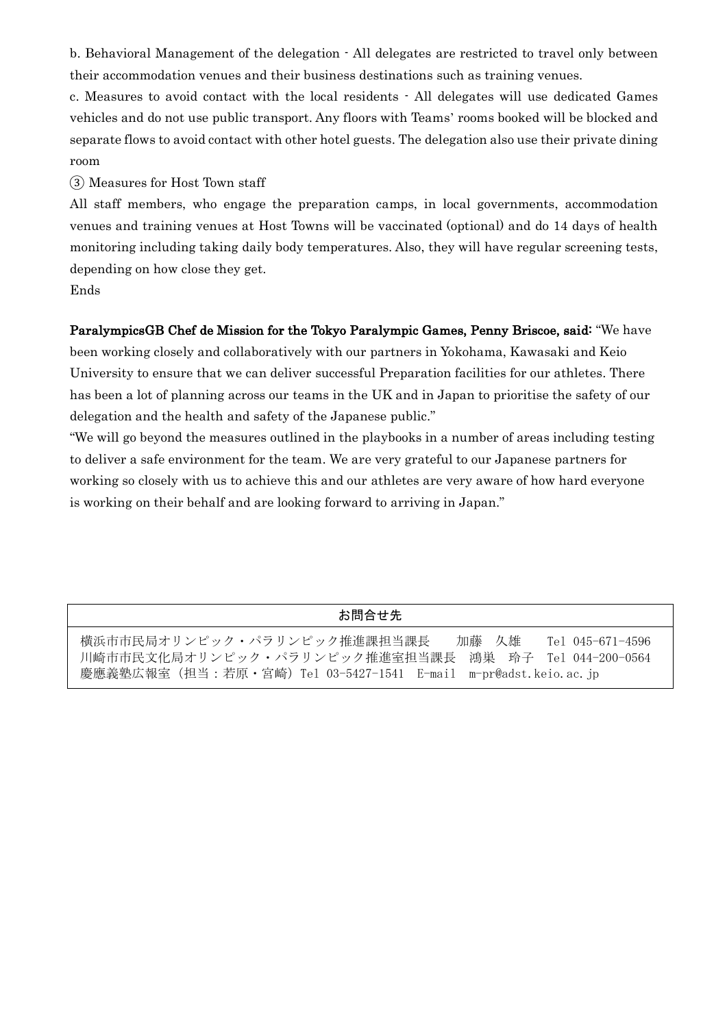b. Behavioral Management of the delegation - All delegates are restricted to travel only between their accommodation venues and their business destinations such as training venues.

c. Measures to avoid contact with the local residents - All delegates will use dedicated Games vehicles and do not use public transport. Any floors with Teams' rooms booked will be blocked and separate flows to avoid contact with other hotel guests. The delegation also use their private dining room

③ Measures for Host Town staff

All staff members, who engage the preparation camps, in local governments, accommodation venues and training venues at Host Towns will be vaccinated (optional) and do 14 days of health monitoring including taking daily body temperatures. Also, they will have regular screening tests, depending on how close they get.

Ends

**ParalympicsGB Chef de Mission for the Tokyo Paralympic Games, Penny Briscoe, said:** "We have been working closely and collaboratively with our partners in Yokohama, Kawasaki and Keio University to ensure that we can deliver successful Preparation facilities for our athletes. There has been a lot of planning across our teams in the UK and in Japan to prioritise the safety of our delegation and the health and safety of the Japanese public."

"We will go beyond the measures outlined in the playbooks in a number of areas including testing to deliver a safe environment for the team. We are very grateful to our Japanese partners for working so closely with us to achieve this and our athletes are very aware of how hard everyone is working on their behalf and are looking forward to arriving in Japan."

| お問合せ先 |
|---|
| 横浜市市民局オリンピック・パラリンピック推進課担当課長　加藤　久雄　Tel 045-671-4596<br>川崎市市民文化局オリンピック・パラリンピック推進室担当課長　鴻巣　玲子　Tel 044-200-0564<br>慶應義塾広報室（担当：若原・宮崎）Tel 03-5427-1541　E-mail　m-pr@adst.keio.ac.jp |